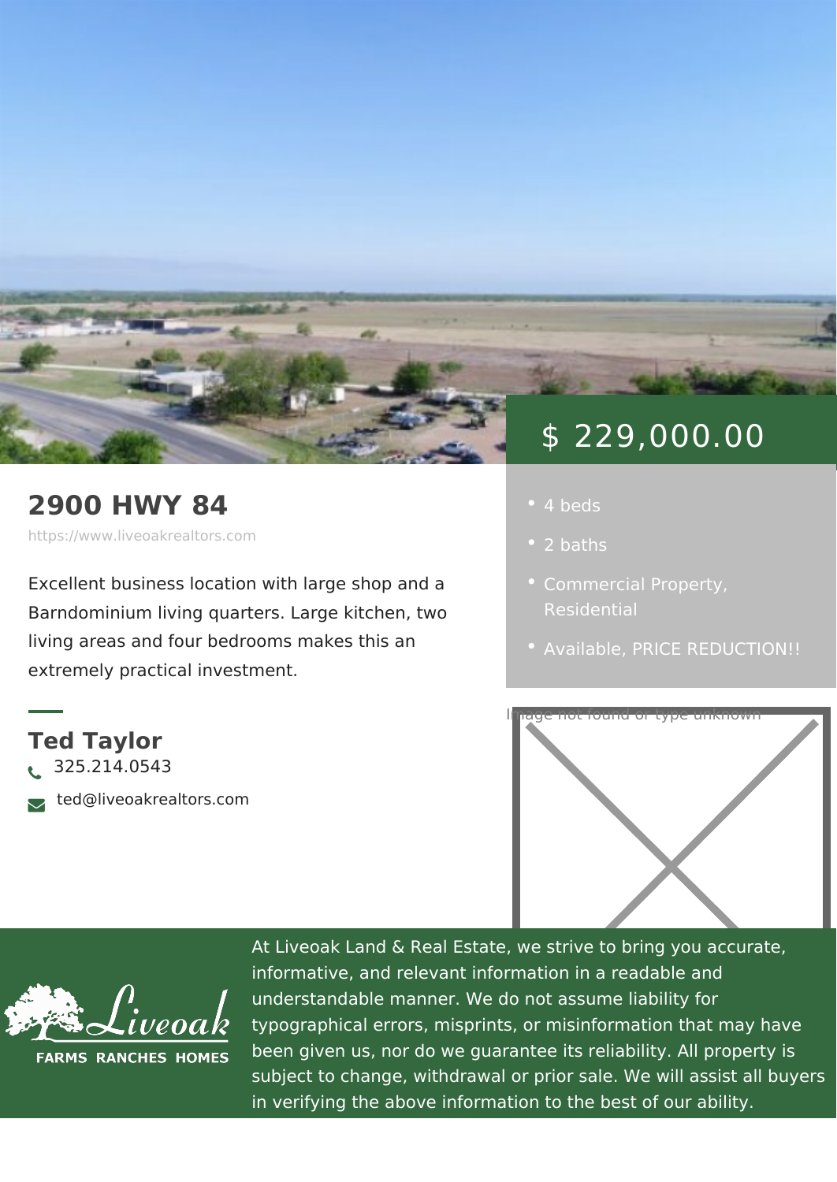# 2900 HWY 84

https://www.liveoakrealtors.com

$ 229,000.00

- 4 beds
- 2 baths
- Commercial Property, Residential
- Available, PRICE REDUCTION!!

Excellent business location with large shop and a Barndominium living quarters. Large kitchen, two living areas and four bedrooms makes this an extremely practical investment.

Image not found or type unknown

## Ted Taylor

325.214.0543

ted@liveoakrealtors.com

Liveoak
FARMS RANCHES HOMES

At Liveoak Land & Real Estate, we strive to bring you accurate, informative, and relevant information in a readable and understandable manner. We do not assume liability for typographical errors, misprints, or misinformation that may have been given us, nor do we guarantee its reliability. All property is subject to change, withdrawal or prior sale. We will assist all buyers in verifying the above information to the best of our ability.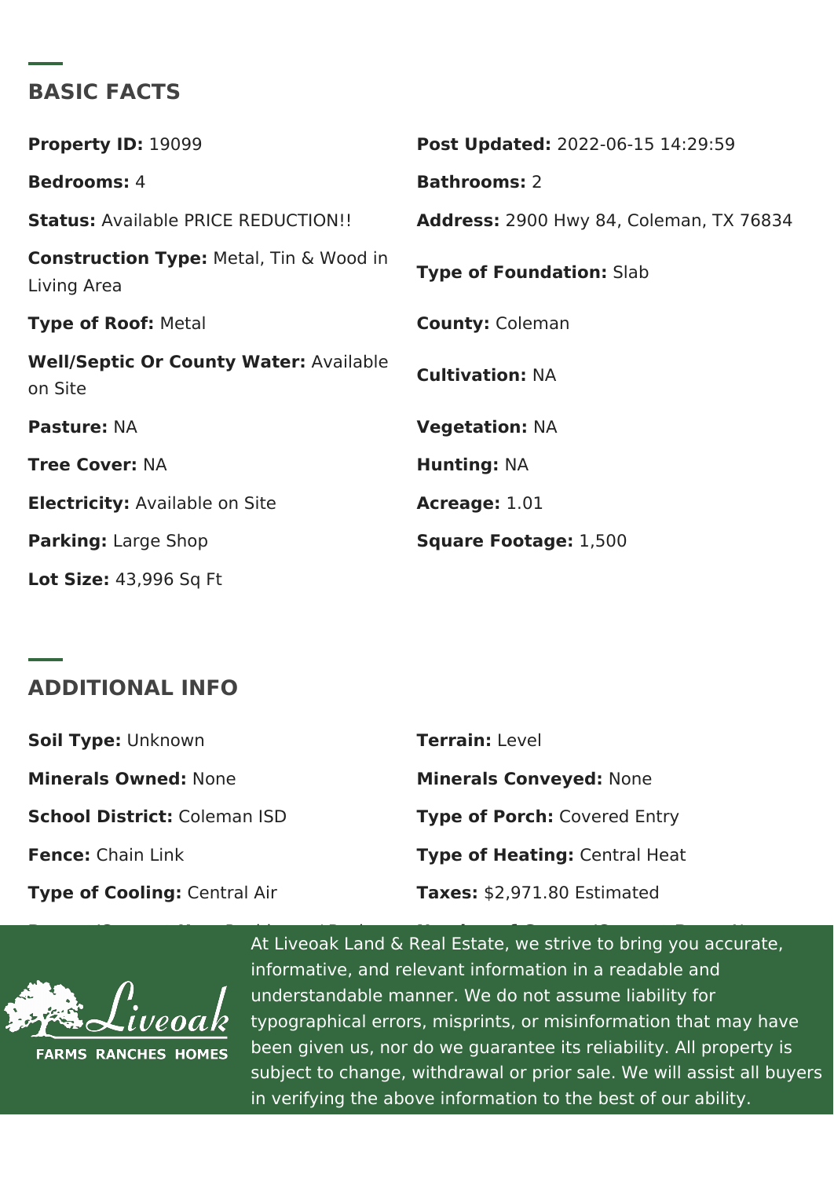## BASIC FACTS

**Property ID:** 19099

**Post Updated:** 2022-06-15 14:29:59

**Bedrooms:** 4

**Bathrooms:** 2

**Status:** Available PRICE REDUCTION!!

**Address:** 2900 Hwy 84, Coleman, TX 76834

**Construction Type:** Metal, Tin & Wood in Living Area

**Type of Foundation:** Slab

**Type of Roof:** Metal

**County:** Coleman

**Well/Septic Or County Water:** Available on Site

**Cultivation:** NA

**Pasture:** NA

**Vegetation:** NA

**Tree Cover:** NA

**Hunting:** NA

**Electricity:** Available on Site

**Acreage:** 1.01

**Parking:** Large Shop

**Square Footage:** 1,500

**Lot Size:** 43,996 Sq Ft

## ADDITIONAL INFO

**Soil Type:** Unknown

**Terrain:** Level

**Minerals Owned:** None

**Minerals Conveyed:** None

**School District:** Coleman ISD

**Type of Porch:** Covered Entry

**Fence:** Chain Link

**Type of Heating:** Central Heat

**Type of Cooling:** Central Air

**Taxes:** $2,971.80 Estimated

Liveoak FARMS RANCHES HOMES

At Liveoak Land & Real Estate, we strive to bring you accurate, informative, and relevant information in a readable and understandable manner. We do not assume liability for typographical errors, misprints, or misinformation that may have been given us, nor do we guarantee its reliability. All property is subject to change, withdrawal or prior sale. We will assist all buyers in verifying the above information to the best of our ability.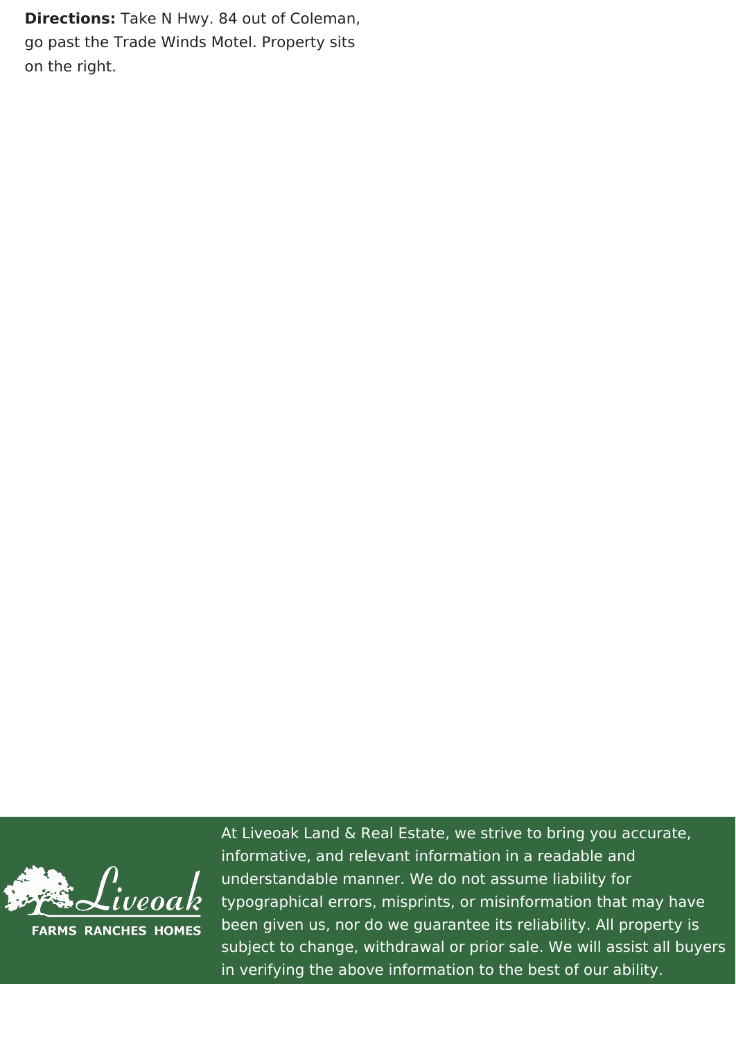**Directions:** Take N Hwy. 84 out of Coleman, go past the Trade Winds Motel. Property sits on the right.

Liveoak

FARMS RANCHES HOMES

At Liveoak Land & Real Estate, we strive to bring you accurate, informative, and relevant information in a readable and understandable manner. We do not assume liability for typographical errors, misprints, or misinformation that may have been given us, nor do we guarantee its reliability. All property is subject to change, withdrawal or prior sale. We will assist all buyers in verifying the above information to the best of our ability.